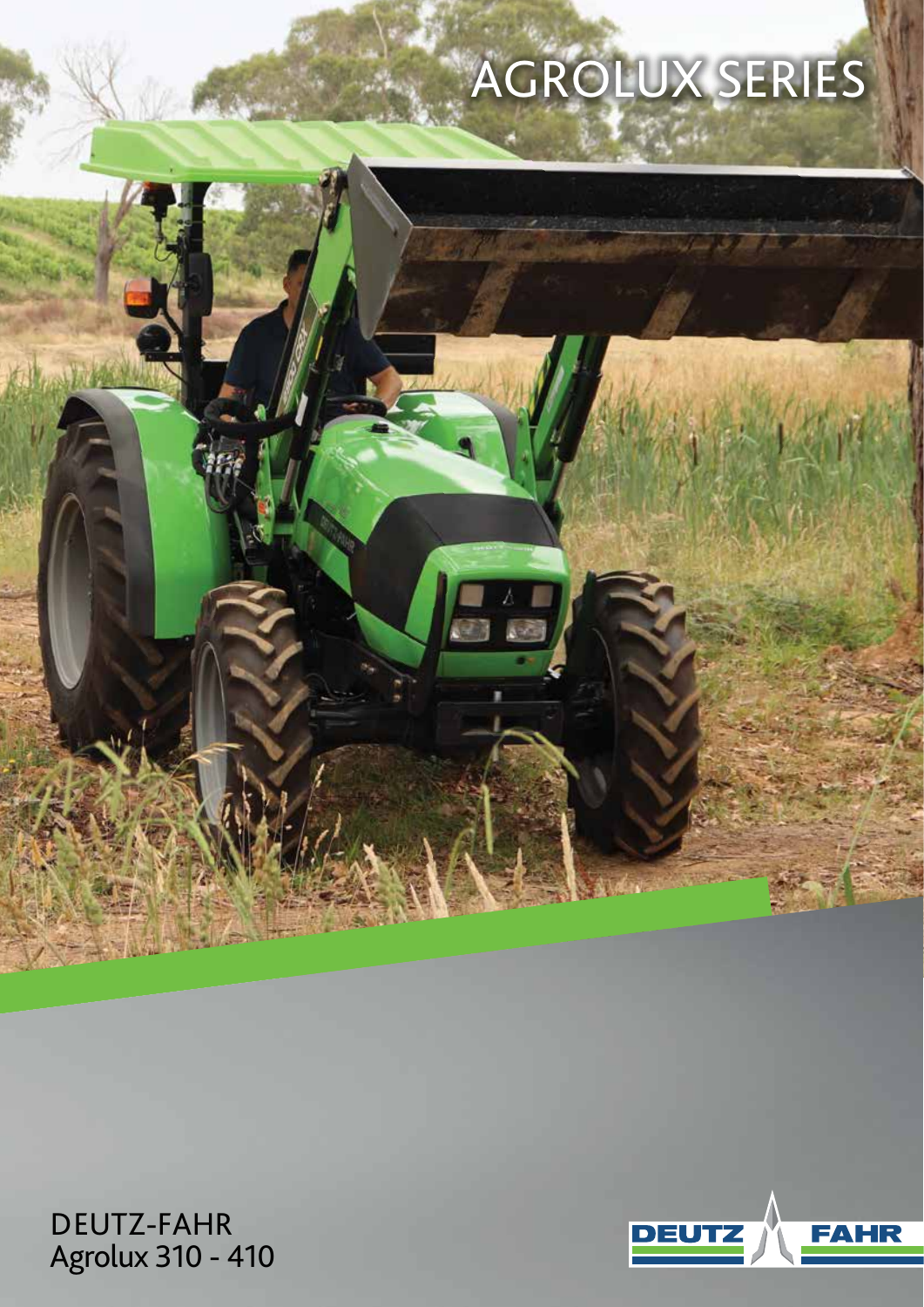# AGROLUX SERIES

DEUTZ-FAHR
Agrolux 310 - 410

DEUTZ FAHR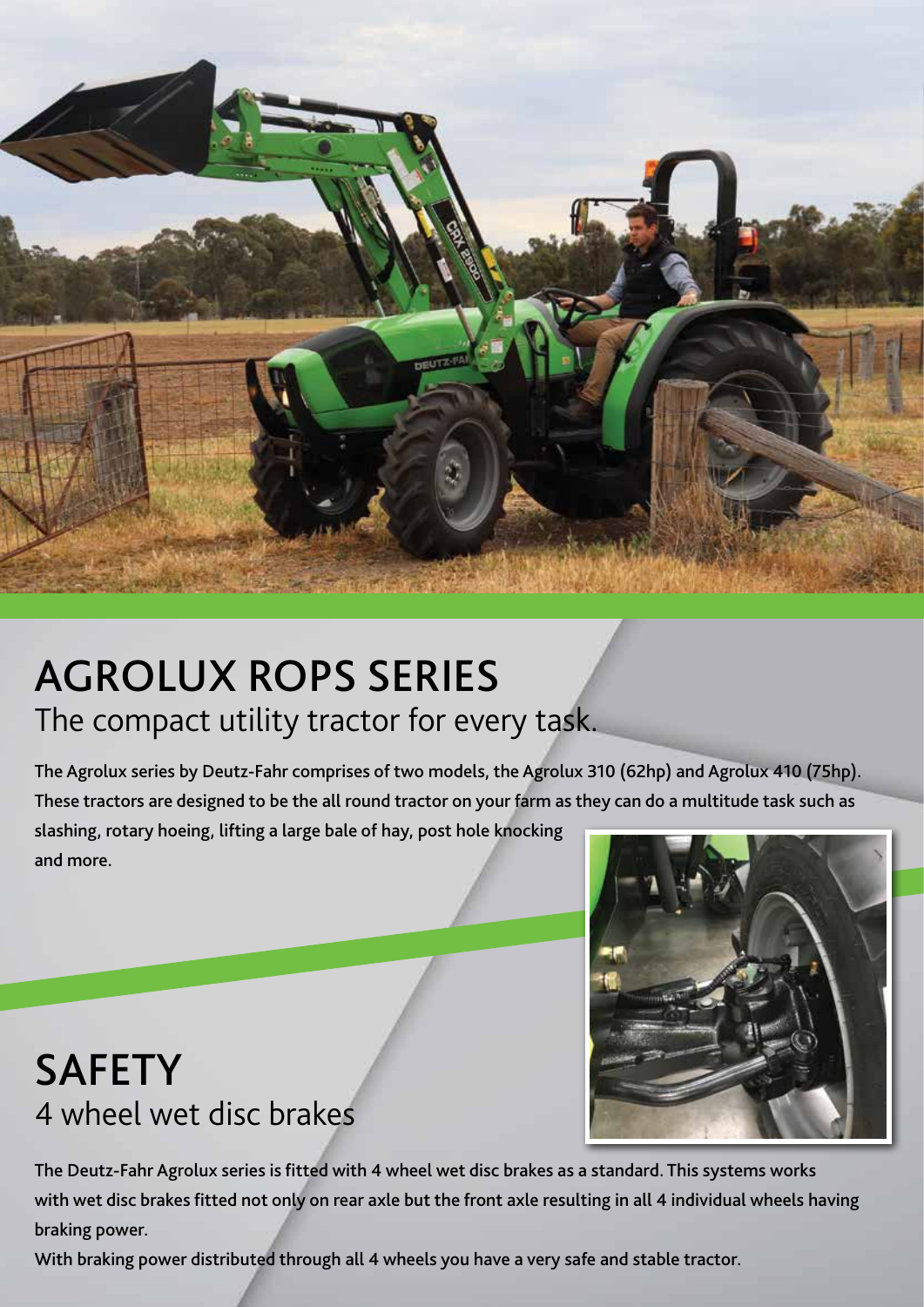# AGROLUX ROPS SERIES

## The compact utility tractor for every task.

**The Agrolux series by Deutz-Fahr comprises of two models, the Agrolux 310 (62hp) and Agrolux 410 (75hp). These tractors are designed to be the all round tractor on your farm as they can do a multitude task such as slashing, rotary hoeing, lifting a large bale of hay, post hole knocking and more.**

# SAFETY

## 4 wheel wet disc brakes

**The Deutz-Fahr Agrolux series is fitted with 4 wheel wet disc brakes as a standard. This systems works with wet disc brakes fitted not only on rear axle but the front axle resulting in all 4 individual wheels having braking power.**

**With braking power distributed through all 4 wheels you have a very safe and stable tractor.**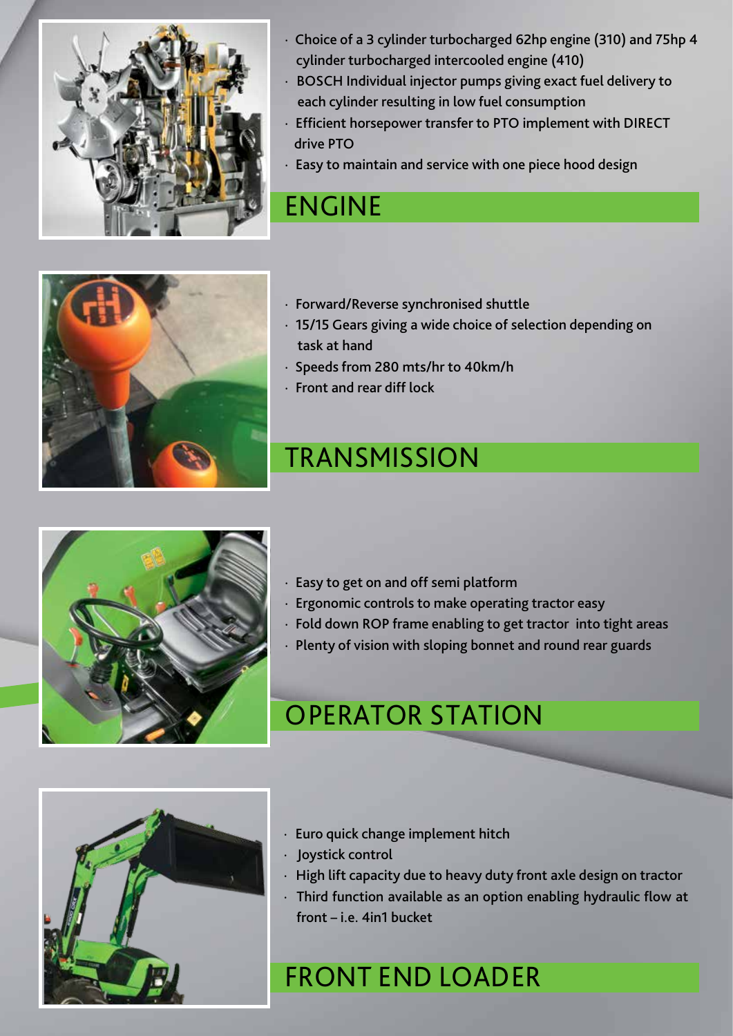- Choice of a 3 cylinder turbocharged 62hp engine (310) and 75hp 4 cylinder turbocharged intercooled engine (410)
- BOSCH Individual injector pumps giving exact fuel delivery to each cylinder resulting in low fuel consumption
- Efficient horsepower transfer to PTO implement with DIRECT drive PTO
- Easy to maintain and service with one piece hood design

## ENGINE

- Forward/Reverse synchronised shuttle
- 15/15 Gears giving a wide choice of selection depending on task at hand
- Speeds from 280 mts/hr to 40km/h
- Front and rear diff lock

## TRANSMISSION

- Easy to get on and off semi platform
- Ergonomic controls to make operating tractor easy
- Fold down ROP frame enabling to get tractor into tight areas
- Plenty of vision with sloping bonnet and round rear guards

## OPERATOR STATION

- Euro quick change implement hitch
- Joystick control
- High lift capacity due to heavy duty front axle design on tractor
- Third function available as an option enabling hydraulic flow at front – i.e. 4in1 bucket

## FRONT END LOADER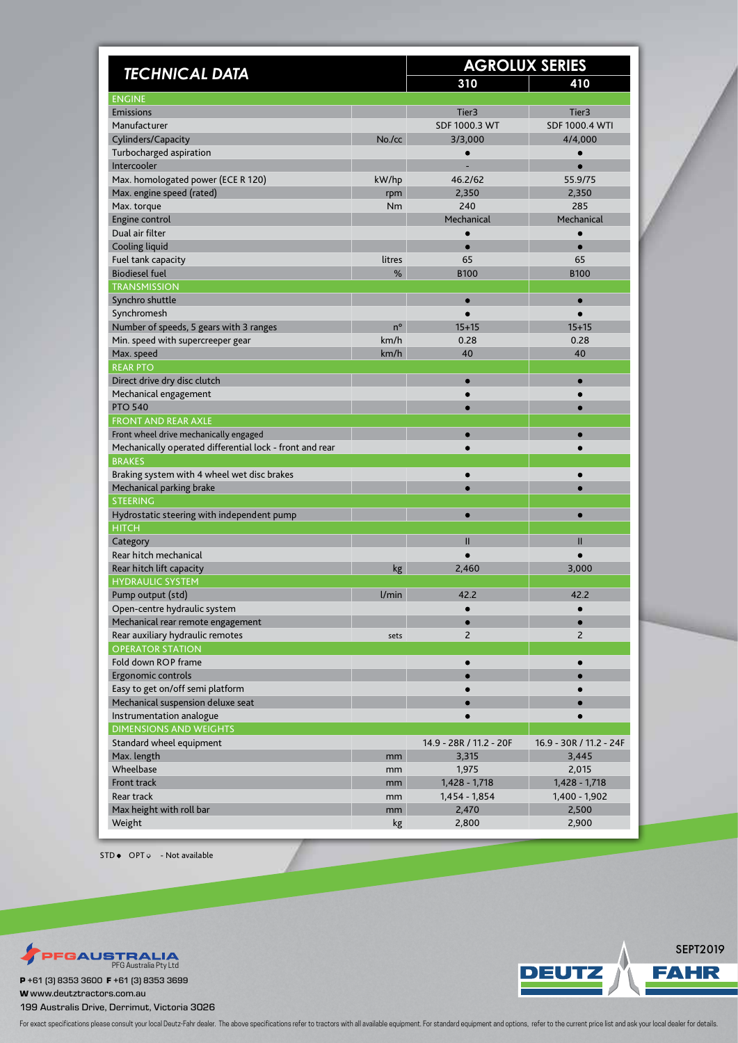| TECHNICAL DATA | | AGROLUX SERIES | |
|---|---|---|---|
| | | 310 | 410 |
| ENGINE | | | |
| Emissions | | Tier3 | Tier3 |
| Manufacturer | | SDF 1000.3 WT | SDF 1000.4 WTI |
| Cylinders/Capacity | No./cc | 3/3,000 | 4/4,000 |
| Turbocharged aspiration | | ● | ● |
| Intercooler | | - | ● |
| Max. homologated power (ECE R 120) | kW/hp | 46.2/62 | 55.9/75 |
| Max. engine speed (rated) | rpm | 2,350 | 2,350 |
| Max. torque | Nm | 240 | 285 |
| Engine control | | Mechanical | Mechanical |
| Dual air filter | | ● | ● |
| Cooling liquid | | ● | ● |
| Fuel tank capacity | litres | 65 | 65 |
| Biodiesel fuel | % | B100 | B100 |
| TRANSMISSION | | | |
| Synchro shuttle | | ● | ● |
| Synchromesh | | ● | ● |
| Number of speeds, 5 gears with 3 ranges | n° | 15+15 | 15+15 |
| Min. speed with supercreeper gear | km/h | 0.28 | 0.28 |
| Max. speed | km/h | 40 | 40 |
| REAR PTO | | | |
| Direct drive dry disc clutch | | ● | ● |
| Mechanical engagement | | ● | ● |
| PTO 540 | | ● | ● |
| FRONT AND REAR AXLE | | | |
| Front wheel drive mechanically engaged | | ● | ● |
| Mechanically operated differential lock - front and rear | | ● | ● |
| BRAKES | | | |
| Braking system with 4 wheel wet disc brakes | | ● | ● |
| Mechanical parking brake | | ● | ● |
| STEERING | | | |
| Hydrostatic steering with independent pump | | ● | ● |
| HITCH | | | |
| Category | | II | II |
| Rear hitch mechanical | | ● | ● |
| Rear hitch lift capacity | kg | 2,460 | 3,000 |
| HYDRAULIC SYSTEM | | | |
| Pump output (std) | l/min | 42.2 | 42.2 |
| Open-centre hydraulic system | | ● | ● |
| Mechanical rear remote engagement | | ● | ● |
| Rear auxiliary hydraulic remotes | sets | 2 | 2 |
| OPERATOR STATION | | | |
| Fold down ROP frame | | ● | ● |
| Ergonomic controls | | ● | ● |
| Easy to get on/off semi platform | | ● | ● |
| Mechanical suspension deluxe seat | | ● | ● |
| Instrumentation analogue | | ● | ● |
| DIMENSIONS AND WEIGHTS | | | |
| Standard wheel equipment | | 14.9 - 28R / 11.2 - 20F | 16.9 - 30R / 11.2 - 24F |
| Max. length | mm | 3,315 | 3,445 |
| Wheelbase | mm | 1,975 | 2,015 |
| Front track | mm | 1,428 - 1,718 | 1,428 - 1,718 |
| Rear track | mm | 1,454 - 1,854 | 1,400 - 1,902 |
| Max height with roll bar | mm | 2,470 | 2,500 |
| Weight | kg | 2,800 | 2,900 |

STD ● OPT ○ - Not available

PFG AUSTRALIA
PFG Australia Pty Ltd

**P** +61 (3) 8353 3600 **F** +61 (3) 8353 3699
**W** www.deutztractors.com.au
199 Australis Drive, Derrimut, Victoria 3026

SEPT2019

DEUTZ FAHR

For exact specifications please consult your local Deutz-Fahr dealer. The above specifications refer to tractors with all available equipment. For standard equipment and options, refer to the current price list and ask your local dealer for details.